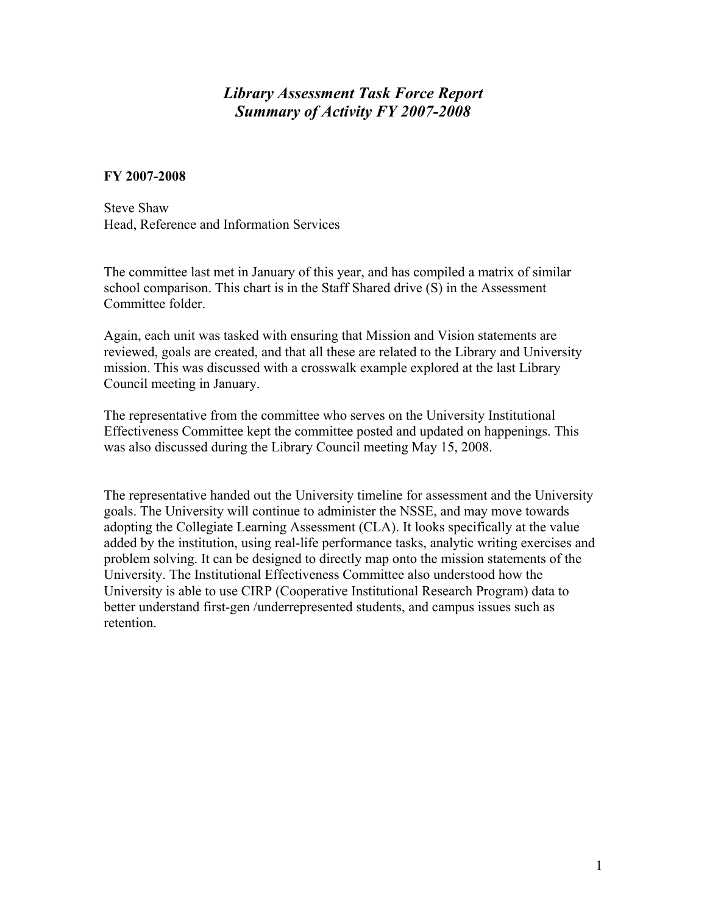# *Library Assessment Task Force Report*
# *Summary of Activity FY 2007-2008*

**FY 2007-2008**

Steve Shaw
Head, Reference and Information Services

The committee last met in January of this year, and has compiled a matrix of similar school comparison. This chart is in the Staff Shared drive (S) in the Assessment Committee folder.

Again, each unit was tasked with ensuring that Mission and Vision statements are reviewed, goals are created, and that all these are related to the Library and University mission. This was discussed with a crosswalk example explored at the last Library Council meeting in January.

The representative from the committee who serves on the University Institutional Effectiveness Committee kept the committee posted and updated on happenings. This was also discussed during the Library Council meeting May 15, 2008.

The representative handed out the University timeline for assessment and the University goals. The University will continue to administer the NSSE, and may move towards adopting the Collegiate Learning Assessment (CLA). It looks specifically at the value added by the institution, using real-life performance tasks, analytic writing exercises and problem solving. It can be designed to directly map onto the mission statements of the University. The Institutional Effectiveness Committee also understood how the University is able to use CIRP (Cooperative Institutional Research Program) data to better understand first-gen /underrepresented students, and campus issues such as retention.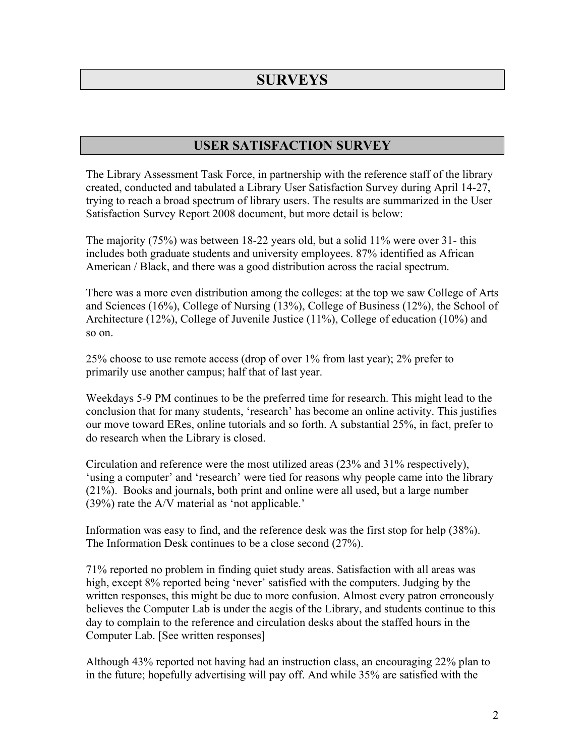# SURVEYS

## USER SATISFACTION SURVEY

The Library Assessment Task Force, in partnership with the reference staff of the library created, conducted and tabulated a Library User Satisfaction Survey during April 14-27, trying to reach a broad spectrum of library users. The results are summarized in the User Satisfaction Survey Report 2008 document, but more detail is below:

The majority (75%) was between 18-22 years old, but a solid 11% were over 31- this includes both graduate students and university employees. 87% identified as African American / Black, and there was a good distribution across the racial spectrum.

There was a more even distribution among the colleges: at the top we saw College of Arts and Sciences (16%), College of Nursing (13%), College of Business (12%), the School of Architecture (12%), College of Juvenile Justice (11%), College of education (10%) and so on.

25% choose to use remote access (drop of over 1% from last year); 2% prefer to primarily use another campus; half that of last year.

Weekdays 5-9 PM continues to be the preferred time for research. This might lead to the conclusion that for many students, 'research' has become an online activity. This justifies our move toward ERes, online tutorials and so forth. A substantial 25%, in fact, prefer to do research when the Library is closed.

Circulation and reference were the most utilized areas (23% and 31% respectively), 'using a computer' and 'research' were tied for reasons why people came into the library (21%). Books and journals, both print and online were all used, but a large number (39%) rate the A/V material as 'not applicable.'

Information was easy to find, and the reference desk was the first stop for help (38%). The Information Desk continues to be a close second (27%).

71% reported no problem in finding quiet study areas. Satisfaction with all areas was high, except 8% reported being 'never' satisfied with the computers. Judging by the written responses, this might be due to more confusion. Almost every patron erroneously believes the Computer Lab is under the aegis of the Library, and students continue to this day to complain to the reference and circulation desks about the staffed hours in the Computer Lab. [See written responses]

Although 43% reported not having had an instruction class, an encouraging 22% plan to in the future; hopefully advertising will pay off. And while 35% are satisfied with the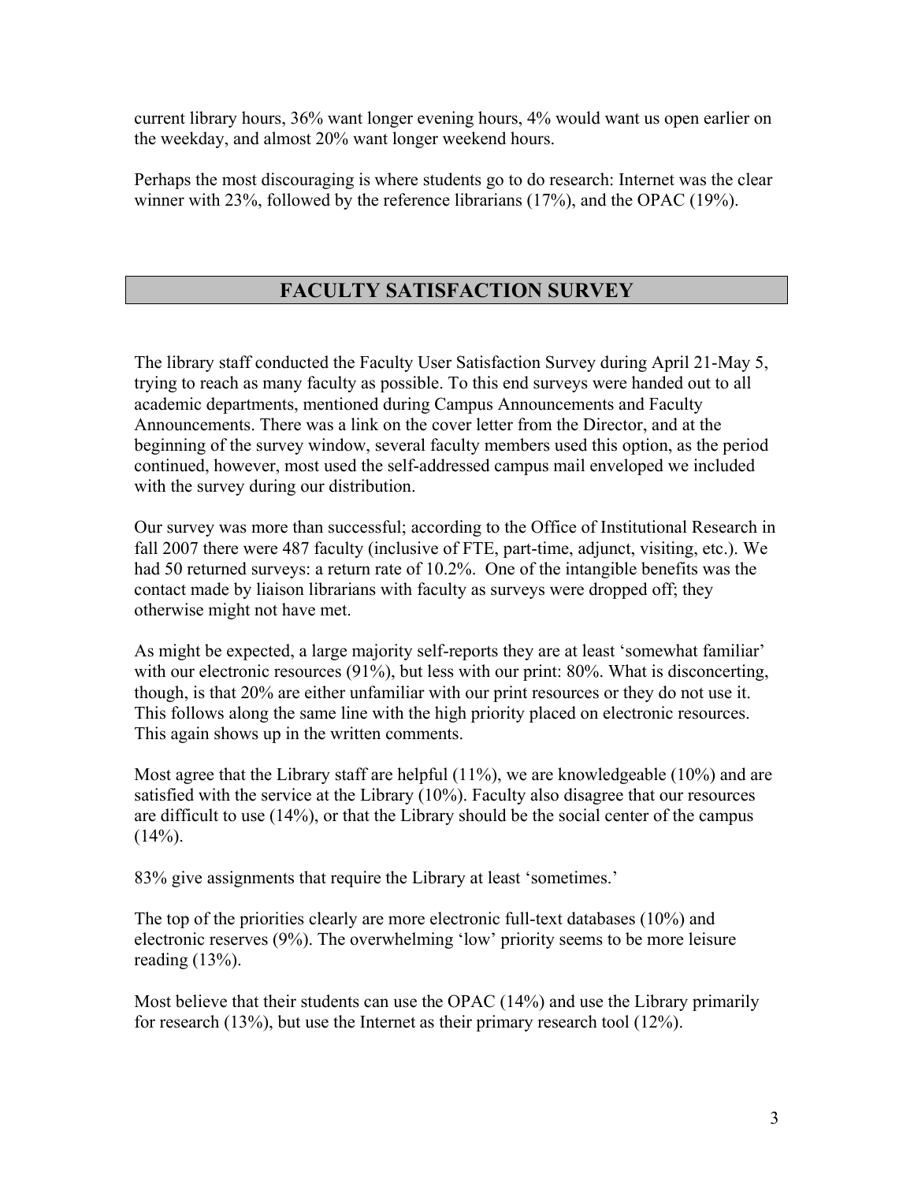current library hours, 36% want longer evening hours, 4% would want us open earlier on the weekday, and almost 20% want longer weekend hours.

Perhaps the most discouraging is where students go to do research: Internet was the clear winner with 23%, followed by the reference librarians (17%), and the OPAC (19%).

## FACULTY SATISFACTION SURVEY

The library staff conducted the Faculty User Satisfaction Survey during April 21-May 5, trying to reach as many faculty as possible. To this end surveys were handed out to all academic departments, mentioned during Campus Announcements and Faculty Announcements. There was a link on the cover letter from the Director, and at the beginning of the survey window, several faculty members used this option, as the period continued, however, most used the self-addressed campus mail enveloped we included with the survey during our distribution.

Our survey was more than successful; according to the Office of Institutional Research in fall 2007 there were 487 faculty (inclusive of FTE, part-time, adjunct, visiting, etc.). We had 50 returned surveys: a return rate of 10.2%. One of the intangible benefits was the contact made by liaison librarians with faculty as surveys were dropped off; they otherwise might not have met.

As might be expected, a large majority self-reports they are at least 'somewhat familiar' with our electronic resources (91%), but less with our print: 80%. What is disconcerting, though, is that 20% are either unfamiliar with our print resources or they do not use it. This follows along the same line with the high priority placed on electronic resources. This again shows up in the written comments.

Most agree that the Library staff are helpful (11%), we are knowledgeable (10%) and are satisfied with the service at the Library (10%). Faculty also disagree that our resources are difficult to use (14%), or that the Library should be the social center of the campus (14%).

83% give assignments that require the Library at least 'sometimes.'

The top of the priorities clearly are more electronic full-text databases (10%) and electronic reserves (9%). The overwhelming 'low' priority seems to be more leisure reading (13%).

Most believe that their students can use the OPAC (14%) and use the Library primarily for research (13%), but use the Internet as their primary research tool (12%).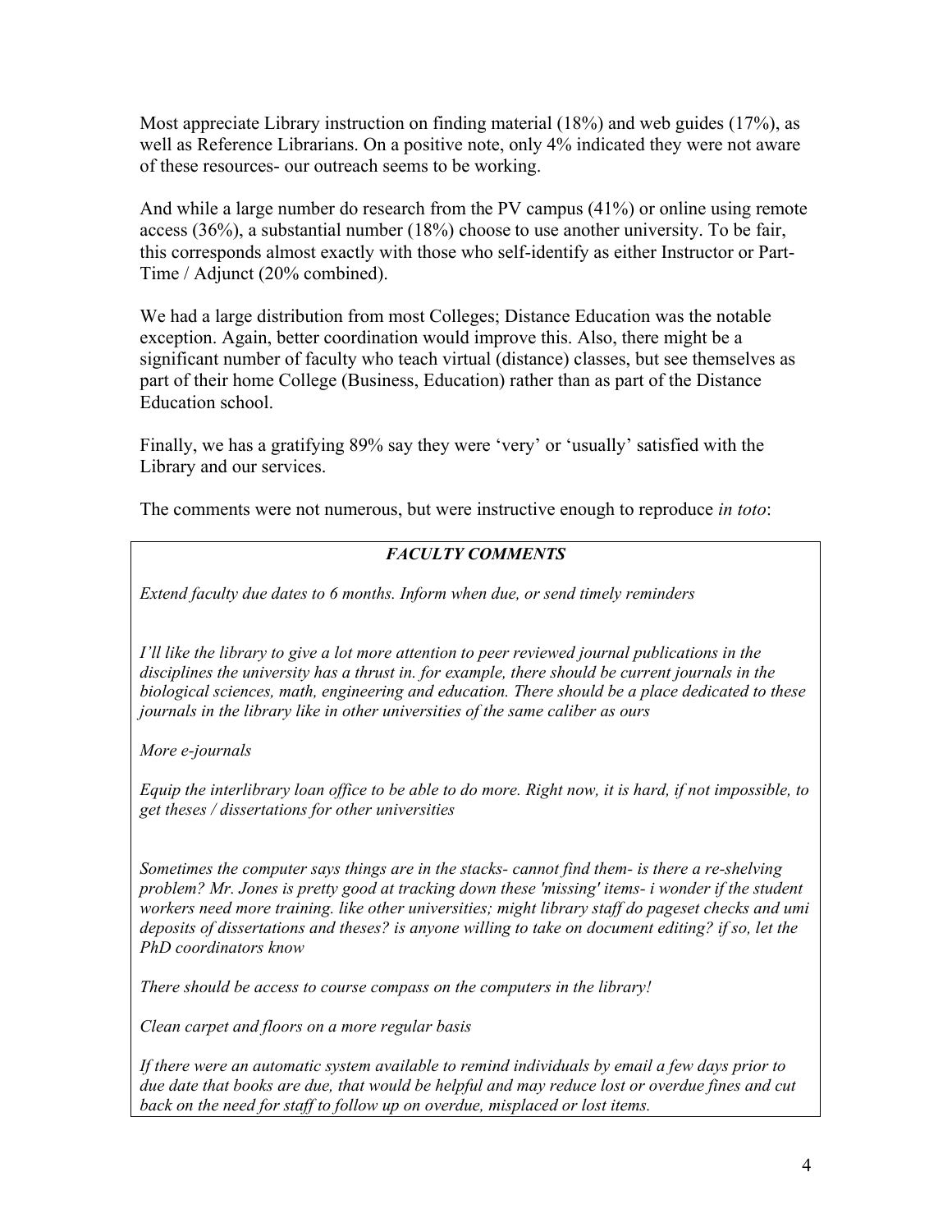Most appreciate Library instruction on finding material (18%) and web guides (17%), as well as Reference Librarians. On a positive note, only 4% indicated they were not aware of these resources- our outreach seems to be working.

And while a large number do research from the PV campus (41%) or online using remote access (36%), a substantial number (18%) choose to use another university. To be fair, this corresponds almost exactly with those who self-identify as either Instructor or Part-Time / Adjunct (20% combined).

We had a large distribution from most Colleges; Distance Education was the notable exception. Again, better coordination would improve this. Also, there might be a significant number of faculty who teach virtual (distance) classes, but see themselves as part of their home College (Business, Education) rather than as part of the Distance Education school.

Finally, we has a gratifying 89% say they were 'very' or 'usually' satisfied with the Library and our services.

The comments were not numerous, but were instructive enough to reproduce *in toto*:

***FACULTY COMMENTS***

*Extend faculty due dates to 6 months. Inform when due, or send timely reminders*

*I'll like the library to give a lot more attention to peer reviewed journal publications in the disciplines the university has a thrust in. for example, there should be current journals in the biological sciences, math, engineering and education. There should be a place dedicated to these journals in the library like in other universities of the same caliber as ours*

*More e-journals*

*Equip the interlibrary loan office to be able to do more. Right now, it is hard, if not impossible, to get theses / dissertations for other universities*

*Sometimes the computer says things are in the stacks- cannot find them- is there a re-shelving problem? Mr. Jones is pretty good at tracking down these 'missing' items- i wonder if the student workers need more training. like other universities; might library staff do pageset checks and umi deposits of dissertations and theses? is anyone willing to take on document editing? if so, let the PhD coordinators know*

*There should be access to course compass on the computers in the library!*

*Clean carpet and floors on a more regular basis*

*If there were an automatic system available to remind individuals by email a few days prior to due date that books are due, that would be helpful and may reduce lost or overdue fines and cut back on the need for staff to follow up on overdue, misplaced or lost items.*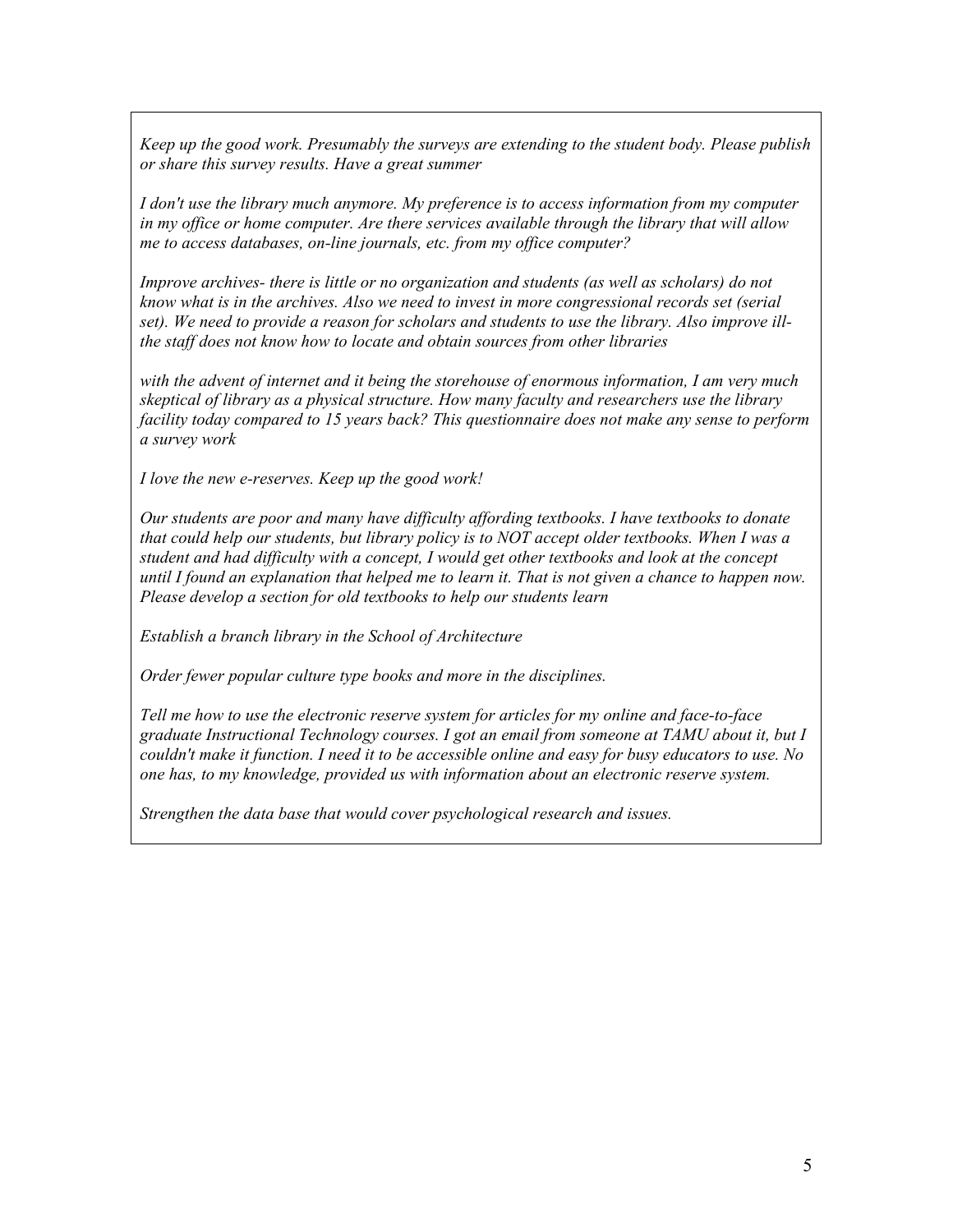*Keep up the good work. Presumably the surveys are extending to the student body. Please publish or share this survey results. Have a great summer*

*I don't use the library much anymore. My preference is to access information from my computer in my office or home computer. Are there services available through the library that will allow me to access databases, on-line journals, etc. from my office computer?*

*Improve archives- there is little or no organization and students (as well as scholars) do not know what is in the archives. Also we need to invest in more congressional records set (serial set). We need to provide a reason for scholars and students to use the library. Also improve ill- the staff does not know how to locate and obtain sources from other libraries*

*with the advent of internet and it being the storehouse of enormous information, I am very much skeptical of library as a physical structure. How many faculty and researchers use the library facility today compared to 15 years back? This questionnaire does not make any sense to perform a survey work*

*I love the new e-reserves. Keep up the good work!*

*Our students are poor and many have difficulty affording textbooks. I have textbooks to donate that could help our students, but library policy is to NOT accept older textbooks. When I was a student and had difficulty with a concept, I would get other textbooks and look at the concept until I found an explanation that helped me to learn it. That is not given a chance to happen now. Please develop a section for old textbooks to help our students learn*

*Establish a branch library in the School of Architecture*

*Order fewer popular culture type books and more in the disciplines.*

*Tell me how to use the electronic reserve system for articles for my online and face-to-face graduate Instructional Technology courses. I got an email from someone at TAMU about it, but I couldn't make it function. I need it to be accessible online and easy for busy educators to use. No one has, to my knowledge, provided us with information about an electronic reserve system.*

*Strengthen the data base that would cover psychological research and issues.*